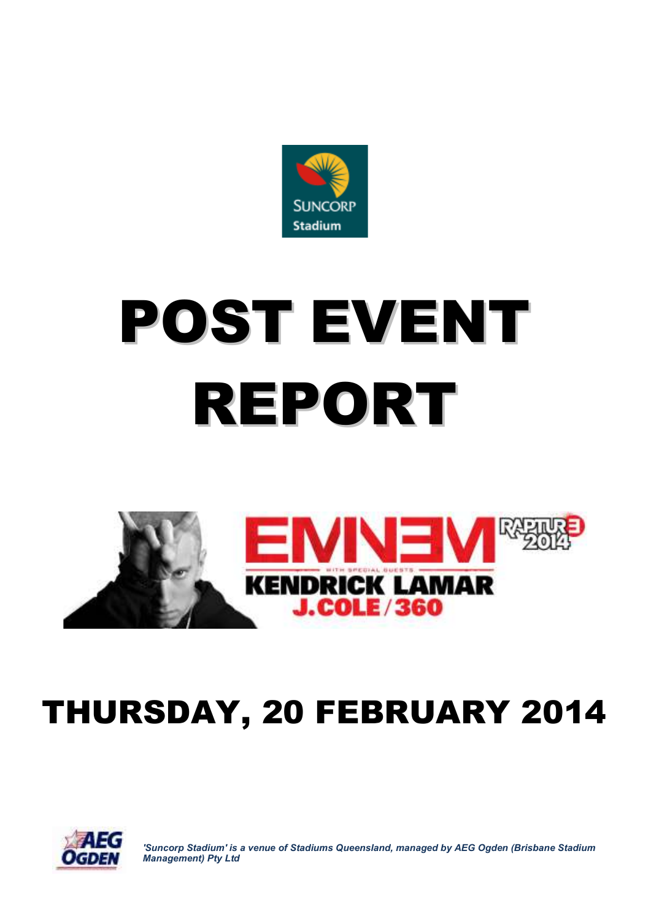SUNCORP Stadium

# POST EVENT REPORT

EMINEM RAPTURE 2014

WITH SPECIAL GUESTS

KENDRICK LAMAR

J.COLE / 360

## THURSDAY, 20 FEBRUARY 2014

AEG OGDEN

*'Suncorp Stadium' is a venue of Stadiums Queensland, managed by AEG Ogden (Brisbane Stadium Management) Pty Ltd*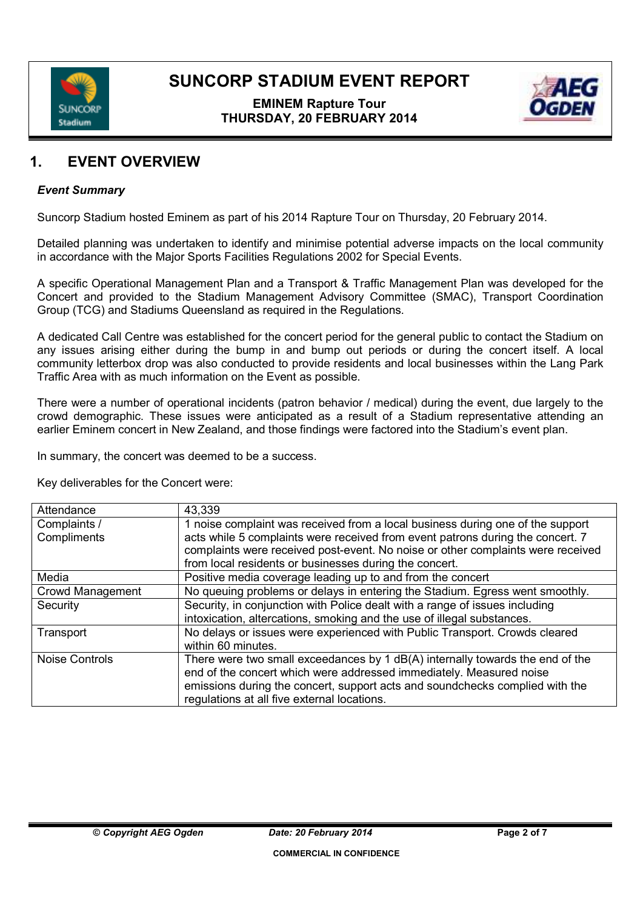# SUNCORP STADIUM EVENT REPORT

**EMINEM Rapture Tour**
**THURSDAY, 20 FEBRUARY 2014**

## 1. EVENT OVERVIEW

***Event Summary***

Suncorp Stadium hosted Eminem as part of his 2014 Rapture Tour on Thursday, 20 February 2014.

Detailed planning was undertaken to identify and minimise potential adverse impacts on the local community in accordance with the Major Sports Facilities Regulations 2002 for Special Events.

A specific Operational Management Plan and a Transport & Traffic Management Plan was developed for the Concert and provided to the Stadium Management Advisory Committee (SMAC), Transport Coordination Group (TCG) and Stadiums Queensland as required in the Regulations.

A dedicated Call Centre was established for the concert period for the general public to contact the Stadium on any issues arising either during the bump in and bump out periods or during the concert itself. A local community letterbox drop was also conducted to provide residents and local businesses within the Lang Park Traffic Area with as much information on the Event as possible.

There were a number of operational incidents (patron behavior / medical) during the event, due largely to the crowd demographic. These issues were anticipated as a result of a Stadium representative attending an earlier Eminem concert in New Zealand, and those findings were factored into the Stadium's event plan.

In summary, the concert was deemed to be a success.

Key deliverables for the Concert were:

| | |
|---|---|
| Attendance | 43,339 |
| Complaints / Compliments | 1 noise complaint was received from a local business during one of the support acts while 5 complaints were received from event patrons during the concert. 7 complaints were received post-event. No noise or other complaints were received from local residents or businesses during the concert. |
| Media | Positive media coverage leading up to and from the concert |
| Crowd Management | No queuing problems or delays in entering the Stadium. Egress went smoothly. |
| Security | Security, in conjunction with Police dealt with a range of issues including intoxication, altercations, smoking and the use of illegal substances. |
| Transport | No delays or issues were experienced with Public Transport. Crowds cleared within 60 minutes. |
| Noise Controls | There were two small exceedances by 1 dB(A) internally towards the end of the end of the concert which were addressed immediately. Measured noise emissions during the concert, support acts and soundchecks complied with the regulations at all five external locations. |

COMMERCIAL IN CONFIDENCE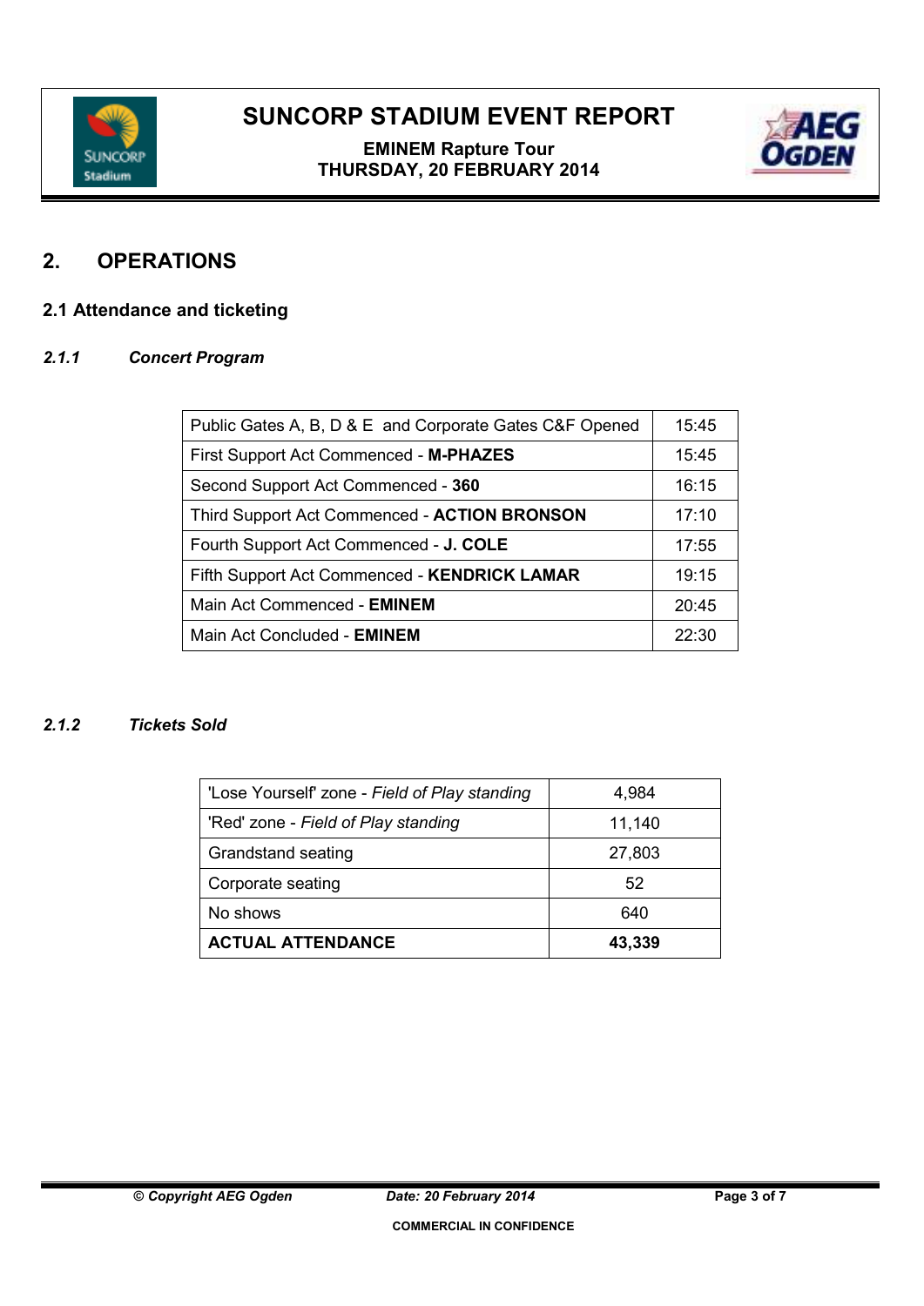## 2. OPERATIONS

### 2.1 Attendance and ticketing

#### *2.1.1 Concert Program*

| | |
|---|---|
| Public Gates A, B, D & E and Corporate Gates C&F Opened | 15:45 |
| First Support Act Commenced - **M-PHAZES** | 15:45 |
| Second Support Act Commenced - **360** | 16:15 |
| Third Support Act Commenced - **ACTION BRONSON** | 17:10 |
| Fourth Support Act Commenced - **J. COLE** | 17:55 |
| Fifth Support Act Commenced - **KENDRICK LAMAR** | 19:15 |
| Main Act Commenced - **EMINEM** | 20:45 |
| Main Act Concluded - **EMINEM** | 22:30 |

#### *2.1.2 Tickets Sold*

| | |
|---|---|
| 'Lose Yourself' zone - *Field of Play standing* | 4,984 |
| 'Red' zone - *Field of Play standing* | 11,140 |
| Grandstand seating | 27,803 |
| Corporate seating | 52 |
| No shows | 640 |
| **ACTUAL ATTENDANCE** | **43,339** |

COMMERCIAL IN CONFIDENCE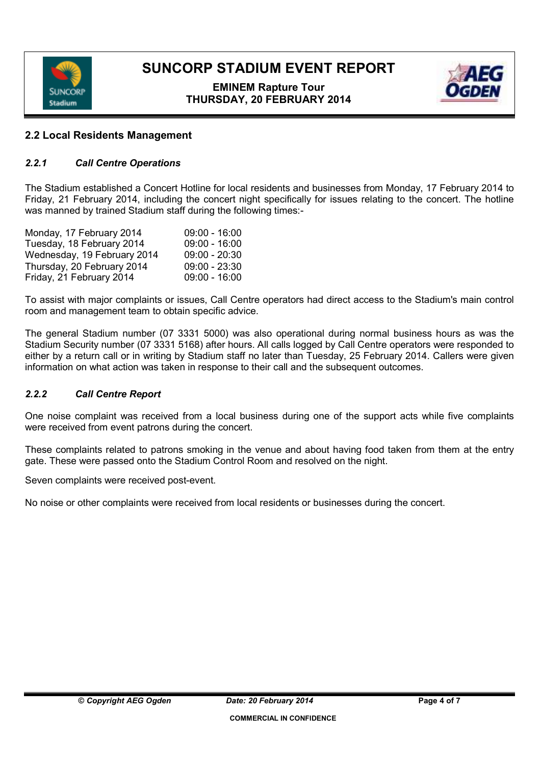## 2.2 Local Residents Management

### *2.2.1 Call Centre Operations*

The Stadium established a Concert Hotline for local residents and businesses from Monday, 17 February 2014 to Friday, 21 February 2014, including the concert night specifically for issues relating to the concert. The hotline was manned by trained Stadium staff during the following times:-

| | |
|---|---|
| Monday, 17 February 2014 | 09:00 - 16:00 |
| Tuesday, 18 February 2014 | 09:00 - 16:00 |
| Wednesday, 19 February 2014 | 09:00 - 20:30 |
| Thursday, 20 February 2014 | 09:00 - 23:30 |
| Friday, 21 February 2014 | 09:00 - 16:00 |

To assist with major complaints or issues, Call Centre operators had direct access to the Stadium's main control room and management team to obtain specific advice.

The general Stadium number (07 3331 5000) was also operational during normal business hours as was the Stadium Security number (07 3331 5168) after hours. All calls logged by Call Centre operators were responded to either by a return call or in writing by Stadium staff no later than Tuesday, 25 February 2014. Callers were given information on what action was taken in response to their call and the subsequent outcomes.

### *2.2.2 Call Centre Report*

One noise complaint was received from a local business during one of the support acts while five complaints were received from event patrons during the concert.

These complaints related to patrons smoking in the venue and about having food taken from them at the entry gate. These were passed onto the Stadium Control Room and resolved on the night.

Seven complaints were received post-event.

No noise or other complaints were received from local residents or businesses during the concert.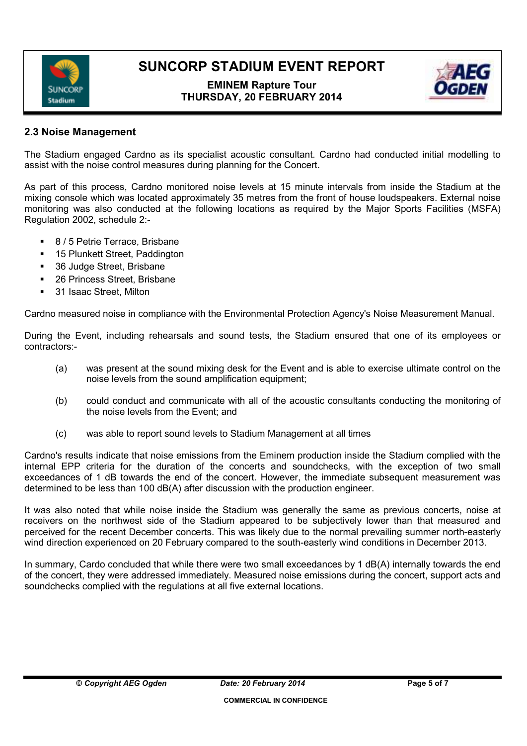## 2.3 Noise Management

The Stadium engaged Cardno as its specialist acoustic consultant. Cardno had conducted initial modelling to assist with the noise control measures during planning for the Concert.

As part of this process, Cardno monitored noise levels at 15 minute intervals from inside the Stadium at the mixing console which was located approximately 35 metres from the front of house loudspeakers. External noise monitoring was also conducted at the following locations as required by the Major Sports Facilities (MSFA) Regulation 2002, schedule 2:-

- 8 / 5 Petrie Terrace, Brisbane
- 15 Plunkett Street, Paddington
- 36 Judge Street, Brisbane
- 26 Princess Street, Brisbane
- 31 Isaac Street, Milton

Cardno measured noise in compliance with the Environmental Protection Agency's Noise Measurement Manual.

During the Event, including rehearsals and sound tests, the Stadium ensured that one of its employees or contractors:-

(a) was present at the sound mixing desk for the Event and is able to exercise ultimate control on the noise levels from the sound amplification equipment;

(b) could conduct and communicate with all of the acoustic consultants conducting the monitoring of the noise levels from the Event; and

(c) was able to report sound levels to Stadium Management at all times

Cardno's results indicate that noise emissions from the Eminem production inside the Stadium complied with the internal EPP criteria for the duration of the concerts and soundchecks, with the exception of two small exceedances of 1 dB towards the end of the concert. However, the immediate subsequent measurement was determined to be less than 100 dB(A) after discussion with the production engineer.

It was also noted that while noise inside the Stadium was generally the same as previous concerts, noise at receivers on the northwest side of the Stadium appeared to be subjectively lower than that measured and perceived for the recent December concerts. This was likely due to the normal prevailing summer north-easterly wind direction experienced on 20 February compared to the south-easterly wind conditions in December 2013.

In summary, Cardo concluded that while there were two small exceedances by 1 dB(A) internally towards the end of the concert, they were addressed immediately. Measured noise emissions during the concert, support acts and soundchecks complied with the regulations at all five external locations.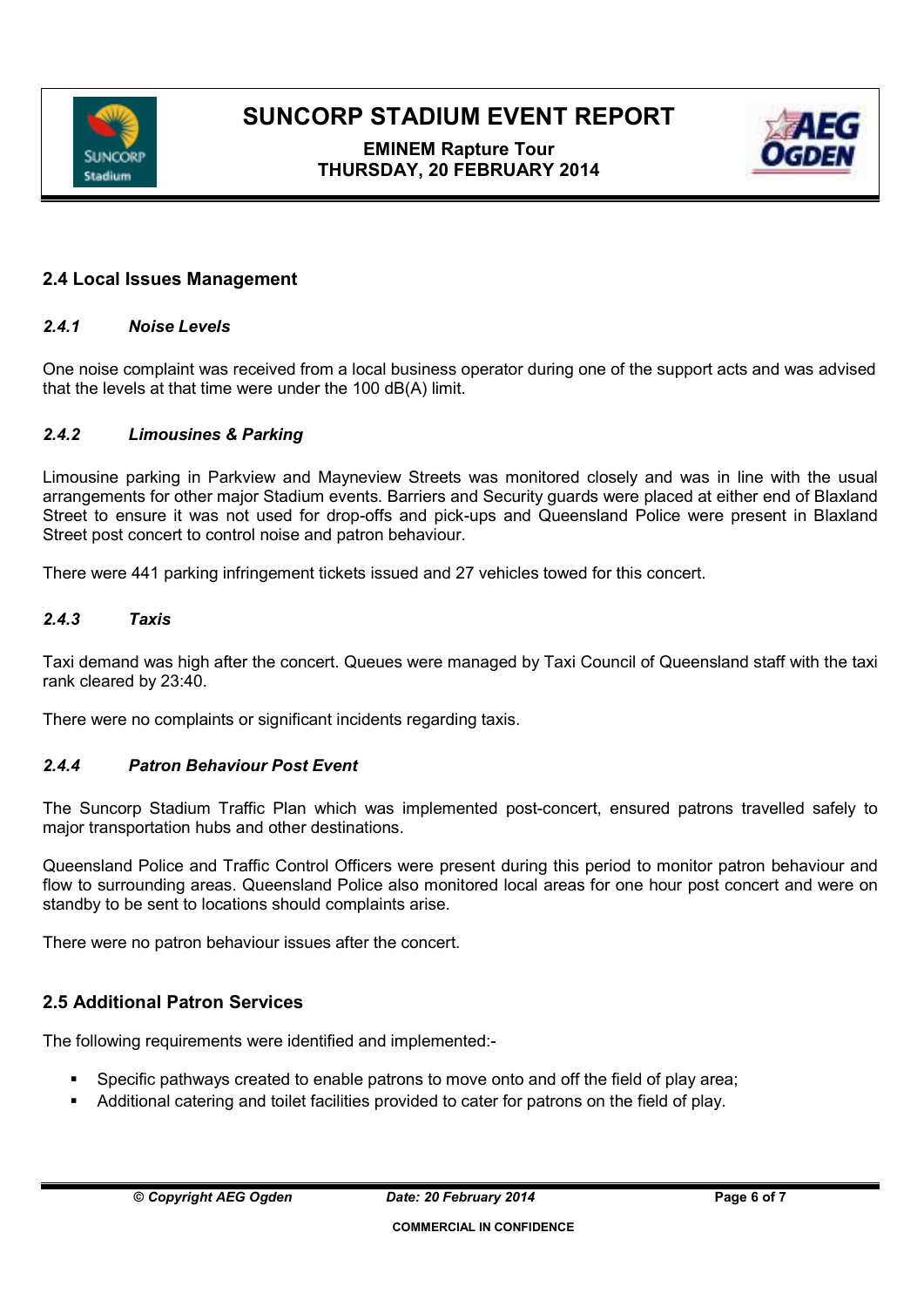## 2.4 Local Issues Management

### *2.4.1 Noise Levels*

One noise complaint was received from a local business operator during one of the support acts and was advised that the levels at that time were under the 100 dB(A) limit.

### *2.4.2 Limousines & Parking*

Limousine parking in Parkview and Mayneview Streets was monitored closely and was in line with the usual arrangements for other major Stadium events. Barriers and Security guards were placed at either end of Blaxland Street to ensure it was not used for drop-offs and pick-ups and Queensland Police were present in Blaxland Street post concert to control noise and patron behaviour.

There were 441 parking infringement tickets issued and 27 vehicles towed for this concert.

### *2.4.3 Taxis*

Taxi demand was high after the concert. Queues were managed by Taxi Council of Queensland staff with the taxi rank cleared by 23:40.

There were no complaints or significant incidents regarding taxis.

### *2.4.4 Patron Behaviour Post Event*

The Suncorp Stadium Traffic Plan which was implemented post-concert, ensured patrons travelled safely to major transportation hubs and other destinations.

Queensland Police and Traffic Control Officers were present during this period to monitor patron behaviour and flow to surrounding areas. Queensland Police also monitored local areas for one hour post concert and were on standby to be sent to locations should complaints arise.

There were no patron behaviour issues after the concert.

## 2.5 Additional Patron Services

The following requirements were identified and implemented:-

- Specific pathways created to enable patrons to move onto and off the field of play area;
- Additional catering and toilet facilities provided to cater for patrons on the field of play.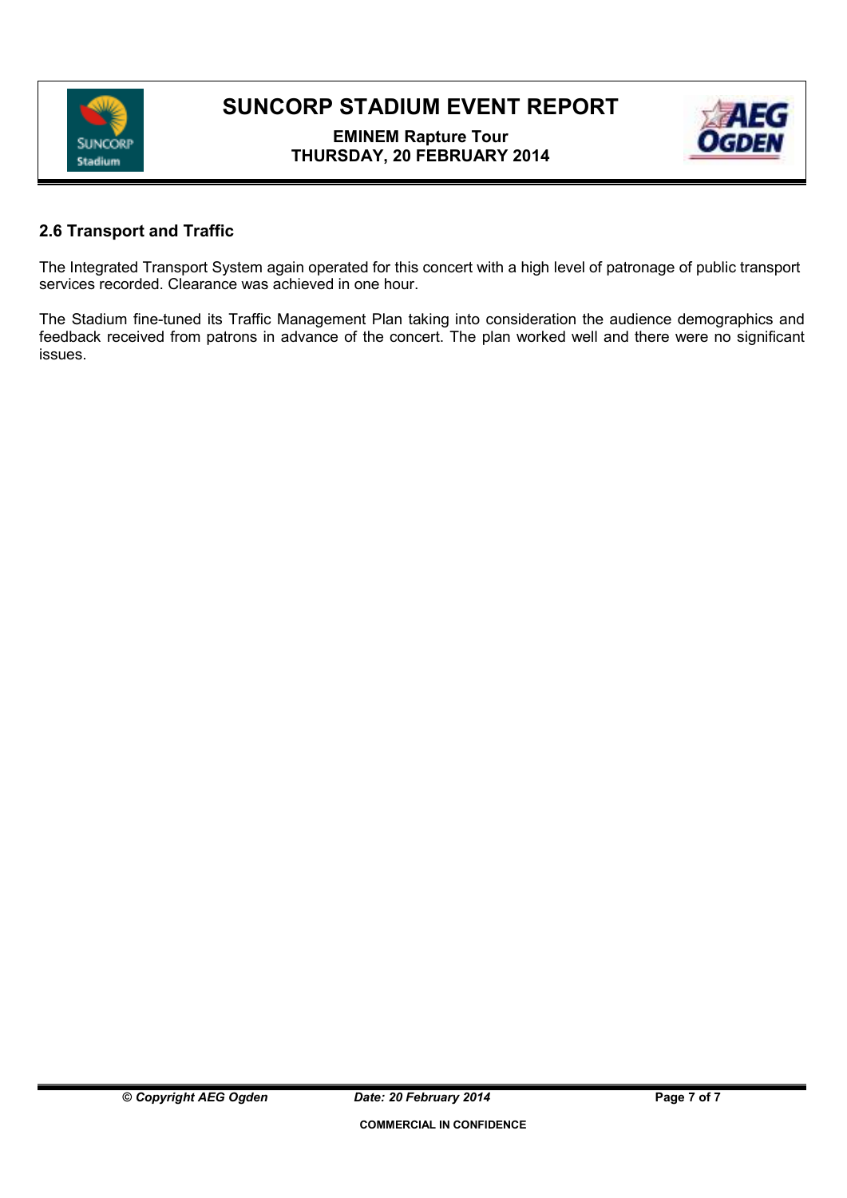## 2.6 Transport and Traffic

The Integrated Transport System again operated for this concert with a high level of patronage of public transport services recorded. Clearance was achieved in one hour.

The Stadium fine-tuned its Traffic Management Plan taking into consideration the audience demographics and feedback received from patrons in advance of the concert. The plan worked well and there were no significant issues.